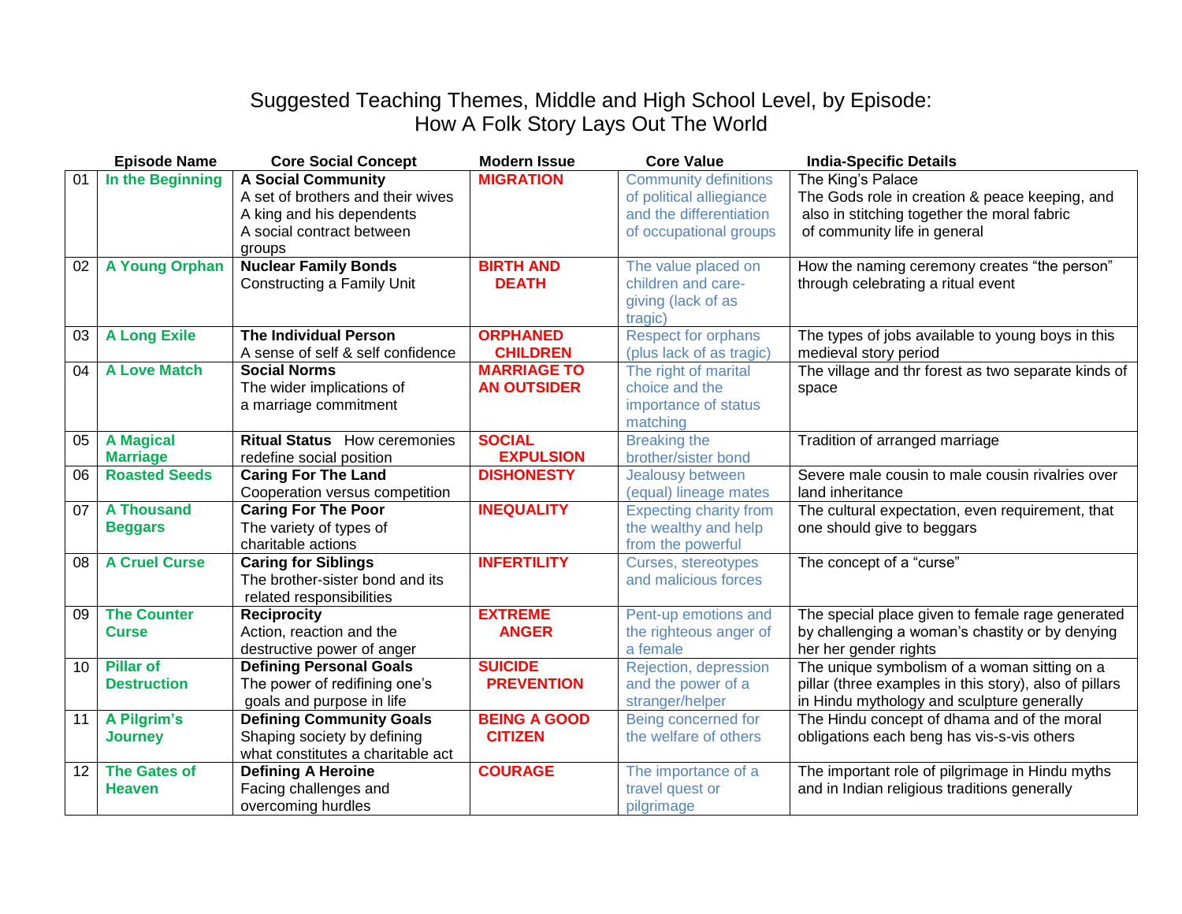# Suggested Teaching Themes, Middle and High School Level, by Episode:
# How A Folk Story Lays Out The World

| | Episode Name | Core Social Concept | Modern Issue | Core Value | India-Specific Details |
|---|---|---|---|---|---|
| 01 | **In the Beginning** | **A Social Community** A set of brothers and their wives A king and his dependents A social contract between groups | **MIGRATION** | Community definitions of political allegiance and the differentiation of occupational groups | The King's Palace The Gods role in creation & peace keeping, and also in stitching together the moral fabric of community life in general |
| 02 | **A Young Orphan** | **Nuclear Family Bonds** Constructing a Family Unit | **BIRTH AND DEATH** | The value placed on children and care-giving (lack of as tragic) | How the naming ceremony creates "the person" through celebrating a ritual event |
| 03 | **A Long Exile** | **The Individual Person** A sense of self & self confidence | **ORPHANED CHILDREN** | Respect for orphans (plus lack of as tragic) | The types of jobs available to young boys in this medieval story period |
| 04 | **A Love Match** | **Social Norms** The wider implications of a marriage commitment | **MARRIAGE TO AN OUTSIDER** | The right of marital choice and the importance of status matching | The village and thr forest as two separate kinds of space |
| 05 | **A Magical Marriage** | **Ritual Status** How ceremonies redefine social position | **SOCIAL EXPULSION** | Breaking the brother/sister bond | Tradition of arranged marriage |
| 06 | **Roasted Seeds** | **Caring For The Land** Cooperation versus competition | **DISHONESTY** | Jealousy between (equal) lineage mates | Severe male cousin to male cousin rivalries over land inheritance |
| 07 | **A Thousand Beggars** | **Caring For The Poor** The variety of types of charitable actions | **INEQUALITY** | Expecting charity from the wealthy and help from the powerful | The cultural expectation, even requirement, that one should give to beggars |
| 08 | **A Cruel Curse** | **Caring for Siblings** The brother-sister bond and its related responsibilities | **INFERTILITY** | Curses, stereotypes and malicious forces | The concept of a "curse" |
| 09 | **The Counter Curse** | **Reciprocity** Action, reaction and the destructive power of anger | **EXTREME ANGER** | Pent-up emotions and the righteous anger of a female | The special place given to female rage generated by challenging a woman's chastity or by denying her her gender rights |
| 10 | **Pillar of Destruction** | **Defining Personal Goals** The power of redifining one's goals and purpose in life | **SUICIDE PREVENTION** | Rejection, depression and the power of a stranger/helper | The unique symbolism of a woman sitting on a pillar (three examples in this story), also of pillars in Hindu mythology and sculpture generally |
| 11 | **A Pilgrim's Journey** | **Defining Community Goals** Shaping society by defining what constitutes a charitable act | **BEING A GOOD CITIZEN** | Being concerned for the welfare of others | The Hindu concept of dhama and of the moral obligations each beng has vis-s-vis others |
| 12 | **The Gates of Heaven** | **Defining A Heroine** Facing challenges and overcoming hurdles | **COURAGE** | The importance of a travel quest or pilgrimage | The important role of pilgrimage in Hindu myths and in Indian religious traditions generally |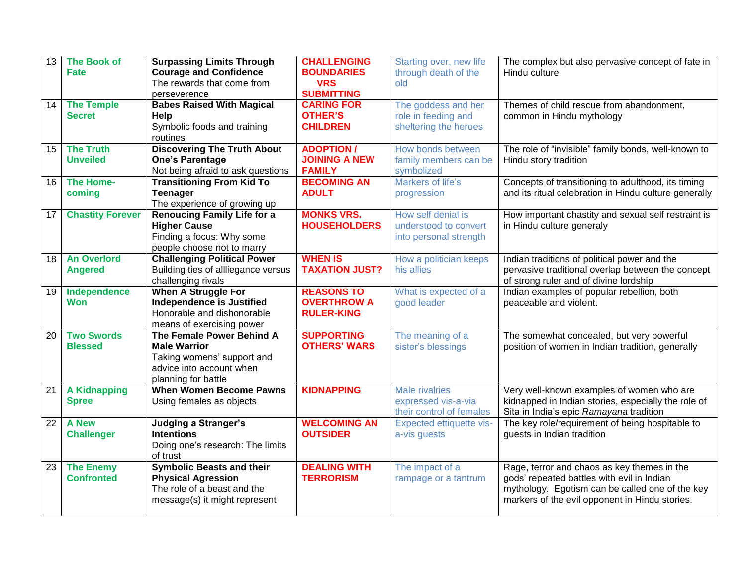| 13 | The Book of Fate | **Surpassing Limits Through Courage and Confidence** The rewards that come from perseverence | **CHALLENGING BOUNDARIES VRS SUBMITTING** | Starting over, new life through death of the old | The complex but also pervasive concept of fate in Hindu culture |
|---|---|---|---|---|---|
| 14 | The Temple Secret | **Babes Raised With Magical Help** Symbolic foods and training routines | **CARING FOR OTHER'S CHILDREN** | The goddess and her role in feeding and sheltering the heroes | Themes of child rescue from abandonment, common in Hindu mythology |
| 15 | The Truth Unveiled | **Discovering The Truth About One's Parentage** Not being afraid to ask questions | **ADOPTION / JOINING A NEW FAMILY** | How bonds between family members can be symbolized | The role of "invisible" family bonds, well-known to Hindu story tradition |
| 16 | The Home-coming | **Transitioning From Kid To Teenager** The experience of growing up | **BECOMING AN ADULT** | Markers of life's progression | Concepts of transitioning to adulthood, its timing and its ritual celebration in Hindu culture generally |
| 17 | Chastity Forever | **Renoucing Family Life for a Higher Cause** Finding a focus: Why some people choose not to marry | **MONKS VRS. HOUSEHOLDERS** | How self denial is understood to convert into personal strength | How important chastity and sexual self restraint is in Hindu culture generaly |
| 18 | An Overlord Angered | **Challenging Political Power** Building ties of allliegance versus challenging rivals | **WHEN IS TAXATION JUST?** | How a politician keeps his allies | Indian traditions of political power and the pervasive traditional overlap between the concept of strong ruler and of divine lordship |
| 19 | Independence Won | **When A Struggle For Independence is Justified** Honorable and dishonorable means of exercising power | **REASONS TO OVERTHROW A RULER-KING** | What is expected of a good leader | Indian examples of popular rebellion, both peaceable and violent. |
| 20 | Two Swords Blessed | **The Female Power Behind A Male Warrior** Taking womens' support and advice into account when planning for battle | **SUPPORTING OTHERS' WARS** | The meaning of a sister's blessings | The somewhat concealed, but very powerful position of women in Indian tradition, generally |
| 21 | A Kidnapping Spree | **When Women Become Pawns** Using females as objects | **KIDNAPPING** | Male rivalries expressed vis-a-via their control of females | Very well-known examples of women who are kidnapped in Indian stories, especially the role of Sita in India's epic *Ramayana* tradition |
| 22 | A New Challenger | **Judging a Stranger's Intentions** Doing one's research: The limits of trust | **WELCOMING AN OUTSIDER** | Expected ettiquette vis-a-vis guests | The key role/requirement of being hospitable to guests in Indian tradition |
| 23 | The Enemy Confronted | **Symbolic Beasts and their Physical Agression** The role of a beast and the message(s) it might represent | **DEALING WITH TERRORISM** | The impact of a rampage or a tantrum | Rage, terror and chaos as key themes in the gods' repeated battles with evil in Indian mythology. Egotism can be called one of the key markers of the evil opponent in Hindu stories. |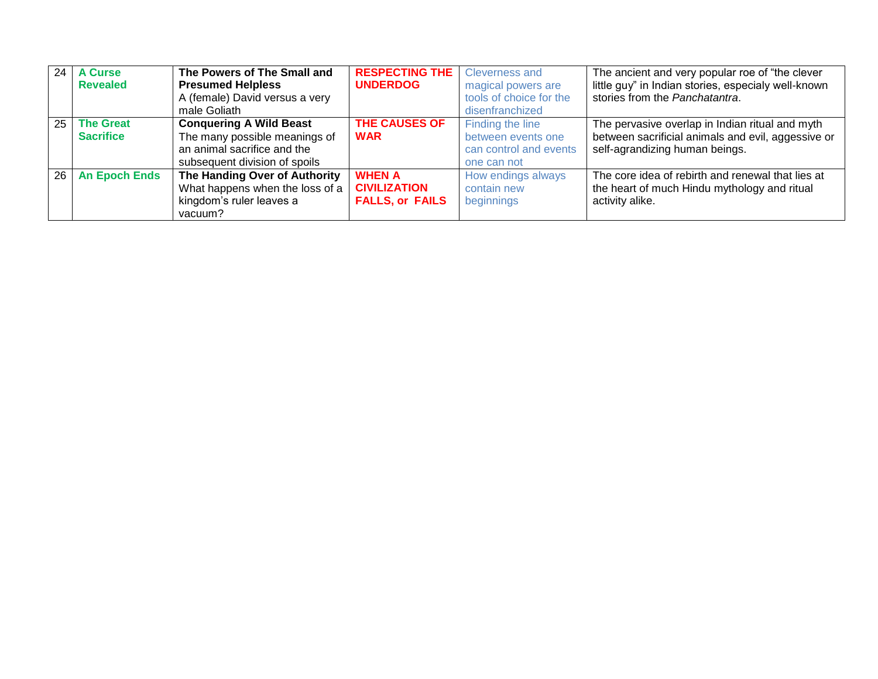| | | | | | |
|---|---|---|---|---|---|
| 24 | **A Curse Revealed** | **The Powers of The Small and Presumed Helpless** A (female) David versus a very male Goliath | **RESPECTING THE UNDERDOG** | Cleverness and magical powers are tools of choice for the disenfranchized | The ancient and very popular roe of "the clever little guy" in Indian stories, especialy well-known stories from the *Panchatantra*. |
| 25 | **The Great Sacrifice** | **Conquering A Wild Beast** The many possible meanings of an animal sacrifice and the subsequent division of spoils | **THE CAUSES OF WAR** | Finding the line between events one can control and events one can not | The pervasive overlap in Indian ritual and myth between sacrificial animals and evil, aggessive or self-agrandizing human beings. |
| 26 | **An Epoch Ends** | **The Handing Over of Authority** What happens when the loss of a kingdom's ruler leaves a vacuum? | **WHEN A CIVILIZATION FALLS, or FAILS** | How endings always contain new beginnings | The core idea of rebirth and renewal that lies at the heart of much Hindu mythology and ritual activity alike. |